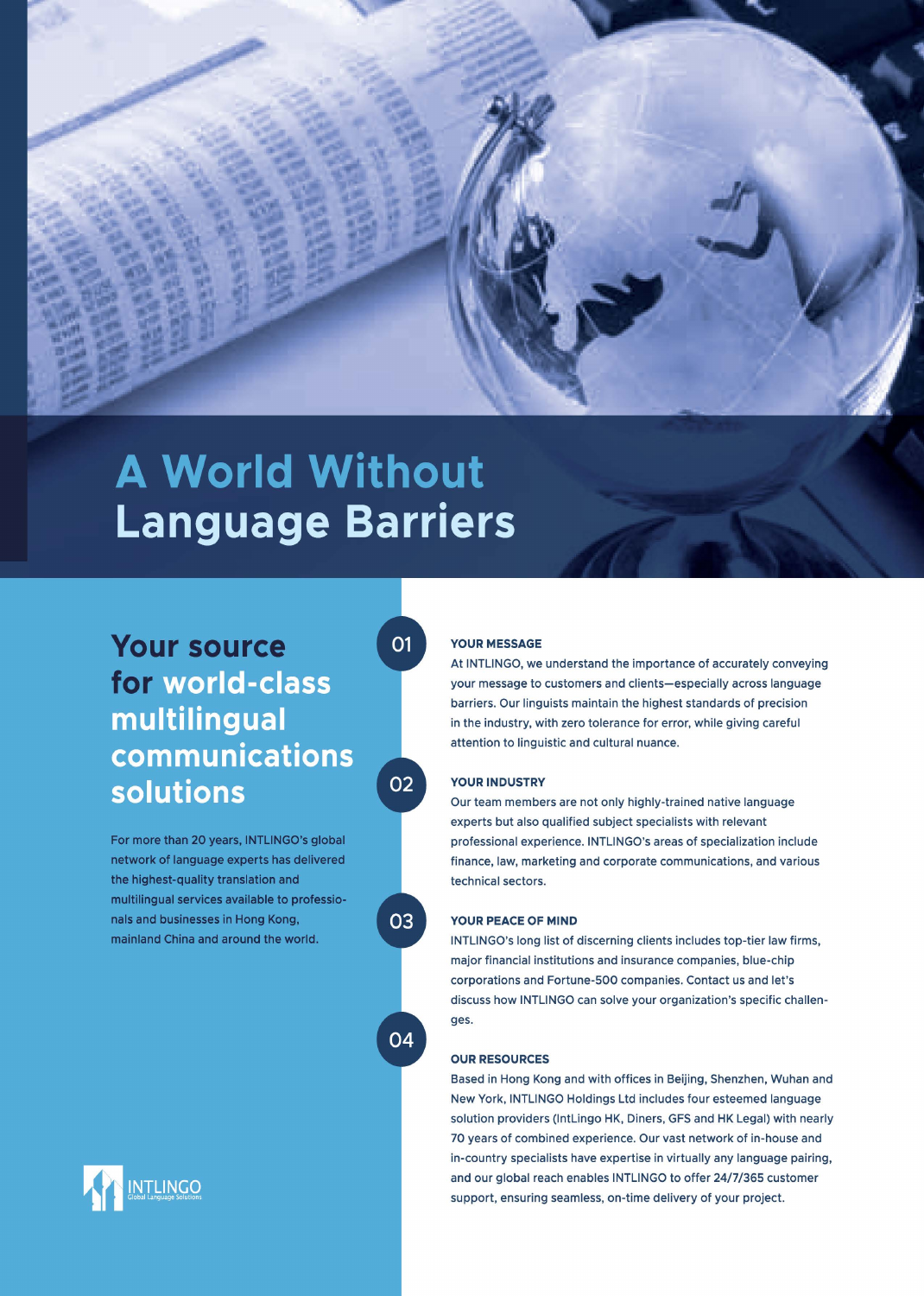# A World Without Language Barriers

## Your source for world-class multilingual communications solutions

For more than 20 years, INTLINGO's global network of language experts has delivered the highest-quality translation and multilingual services available to professionals and businesses in Hong Kong, mainland China and around the world.

### 01 YOUR MESSAGE

At INTLINGO, we understand the importance of accurately conveying your message to customers and clients—especially across language barriers. Our linguists maintain the highest standards of precision in the industry, with zero tolerance for error, while giving careful attention to linguistic and cultural nuance.

### 02 YOUR INDUSTRY

Our team members are not only highly-trained native language experts but also qualified subject specialists with relevant professional experience. INTLINGO's areas of specialization include finance, law, marketing and corporate communications, and various technical sectors.

### 03 YOUR PEACE OF MIND

INTLINGO's long list of discerning clients includes top-tier law firms, major financial institutions and insurance companies, blue-chip corporations and Fortune-500 companies. Contact us and let's discuss how INTLINGO can solve your organization's specific challenges.

### 04 OUR RESOURCES

Based in Hong Kong and with offices in Beijing, Shenzhen, Wuhan and New York, INTLINGO Holdings Ltd includes four esteemed language solution providers (IntLingo HK, Diners, GFS and HK Legal) with nearly 70 years of combined experience. Our vast network of in-house and in-country specialists have expertise in virtually any language pairing, and our global reach enables INTLINGO to offer 24/7/365 customer support, ensuring seamless, on-time delivery of your project.

INTLINGO
Global Language Solutions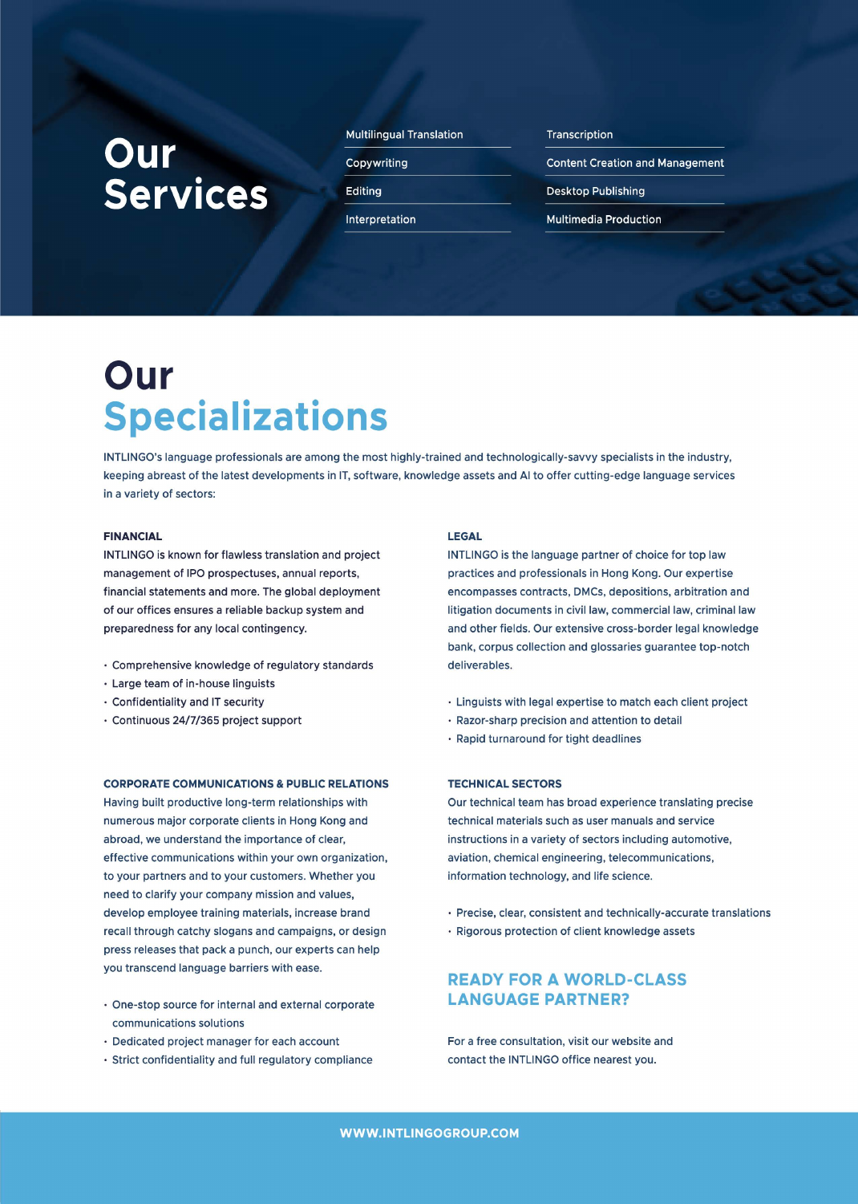# Our Services

- Multilingual Translation
- Copywriting
- Editing
- Interpretation
- Transcription
- Content Creation and Management
- Desktop Publishing
- Multimedia Production

# Our Specializations

INTLINGO's language professionals are among the most highly-trained and technologically-savvy specialists in the industry, keeping abreast of the latest developments in IT, software, knowledge assets and AI to offer cutting-edge language services in a variety of sectors:

### FINANCIAL

INTLINGO is known for flawless translation and project management of IPO prospectuses, annual reports, financial statements and more. The global deployment of our offices ensures a reliable backup system and preparedness for any local contingency.

- Comprehensive knowledge of regulatory standards
- Large team of in-house linguists
- Confidentiality and IT security
- Continuous 24/7/365 project support

### LEGAL

INTLINGO is the language partner of choice for top law practices and professionals in Hong Kong. Our expertise encompasses contracts, DMCs, depositions, arbitration and litigation documents in civil law, commercial law, criminal law and other fields. Our extensive cross-border legal knowledge bank, corpus collection and glossaries guarantee top-notch deliverables.

- Linguists with legal expertise to match each client project
- Razor-sharp precision and attention to detail
- Rapid turnaround for tight deadlines

### CORPORATE COMMUNICATIONS & PUBLIC RELATIONS

Having built productive long-term relationships with numerous major corporate clients in Hong Kong and abroad, we understand the importance of clear, effective communications within your own organization, to your partners and to your customers. Whether you need to clarify your company mission and values, develop employee training materials, increase brand recall through catchy slogans and campaigns, or design press releases that pack a punch, our experts can help you transcend language barriers with ease.

- One-stop source for internal and external corporate communications solutions
- Dedicated project manager for each account
- Strict confidentiality and full regulatory compliance

### TECHNICAL SECTORS

Our technical team has broad experience translating precise technical materials such as user manuals and service instructions in a variety of sectors including automotive, aviation, chemical engineering, telecommunications, information technology, and life science.

- Precise, clear, consistent and technically-accurate translations
- Rigorous protection of client knowledge assets

## READY FOR A WORLD-CLASS LANGUAGE PARTNER?

For a free consultation, visit our website and contact the INTLINGO office nearest you.

WWW.INTLINGOGROUP.COM